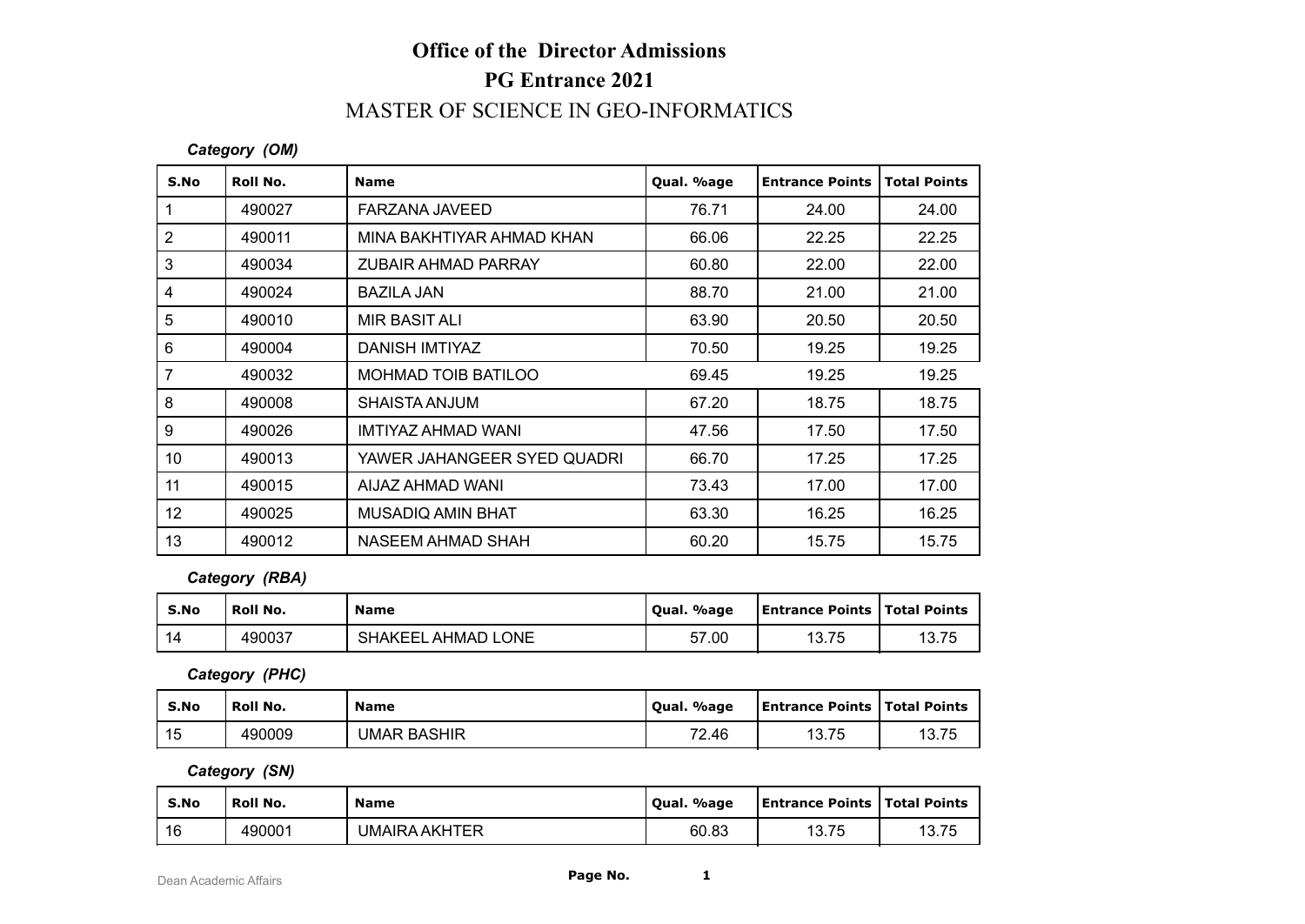# Office of the Director Admissions

## PG Entrance 2021

## MASTER OF SCIENCE IN GEO-INFORMATICS

*Category (OM)*

| S.No | Roll No. | Name | Qual. %age | Entrance Points | Total Points |
|---|---|---|---|---|---|
| 1 | 490027 | FARZANA JAVEED | 76.71 | 24.00 | 24.00 |
| 2 | 490011 | MINA BAKHTIYAR AHMAD KHAN | 66.06 | 22.25 | 22.25 |
| 3 | 490034 | ZUBAIR AHMAD PARRAY | 60.80 | 22.00 | 22.00 |
| 4 | 490024 | BAZILA JAN | 88.70 | 21.00 | 21.00 |
| 5 | 490010 | MIR BASIT ALI | 63.90 | 20.50 | 20.50 |
| 6 | 490004 | DANISH IMTIYAZ | 70.50 | 19.25 | 19.25 |
| 7 | 490032 | MOHMAD TOIB BATILOO | 69.45 | 19.25 | 19.25 |
| 8 | 490008 | SHAISTA ANJUM | 67.20 | 18.75 | 18.75 |
| 9 | 490026 | IMTIYAZ AHMAD WANI | 47.56 | 17.50 | 17.50 |
| 10 | 490013 | YAWER JAHANGEER SYED QUADRI | 66.70 | 17.25 | 17.25 |
| 11 | 490015 | AIJAZ AHMAD WANI | 73.43 | 17.00 | 17.00 |
| 12 | 490025 | MUSADIQ AMIN BHAT | 63.30 | 16.25 | 16.25 |
| 13 | 490012 | NASEEM AHMAD SHAH | 60.20 | 15.75 | 15.75 |

*Category (RBA)*

| S.No | Roll No. | Name | Qual. %age | Entrance Points | Total Points |
|---|---|---|---|---|---|
| 14 | 490037 | SHAKEEL AHMAD LONE | 57.00 | 13.75 | 13.75 |

*Category (PHC)*

| S.No | Roll No. | Name | Qual. %age | Entrance Points | Total Points |
|---|---|---|---|---|---|
| 15 | 490009 | UMAR BASHIR | 72.46 | 13.75 | 13.75 |

*Category (SN)*

| S.No | Roll No. | Name | Qual. %age | Entrance Points | Total Points |
|---|---|---|---|---|---|
| 16 | 490001 | UMAIRA AKHTER | 60.83 | 13.75 | 13.75 |

Dean Academic Affairs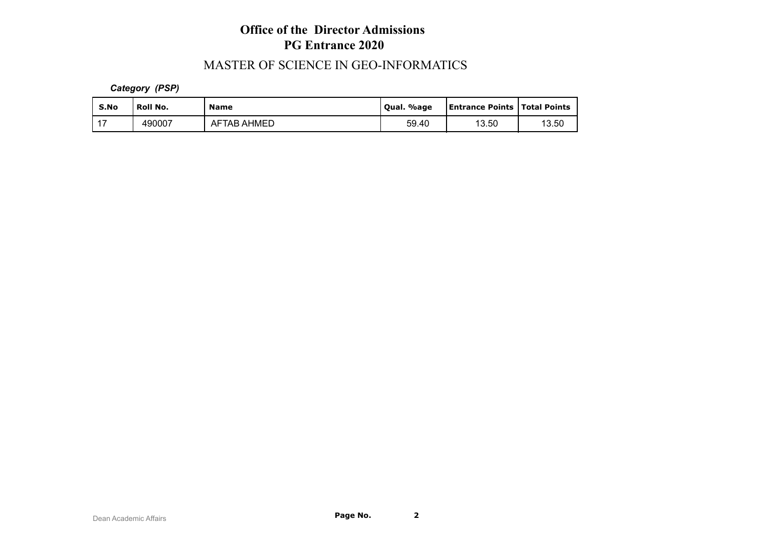# Office of the Director Admissions
## PG Entrance 2020

## MASTER OF SCIENCE IN GEO-INFORMATICS

***Category (PSP)***

| S.No | Roll No. | Name | Qual. %age | Entrance Points | Total Points |
|---|---|---|---|---|---|
| 17 | 490007 | AFTAB AHMED | 59.40 | 13.50 | 13.50 |

Dean Academic Affairs